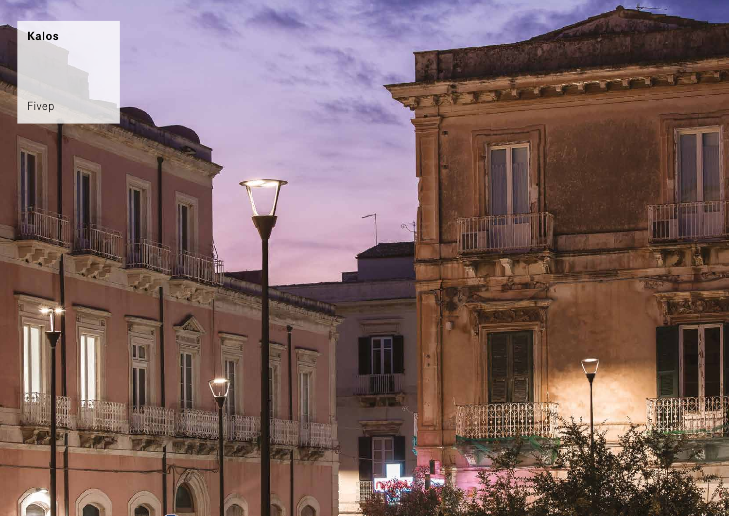**Kalos**

Fivep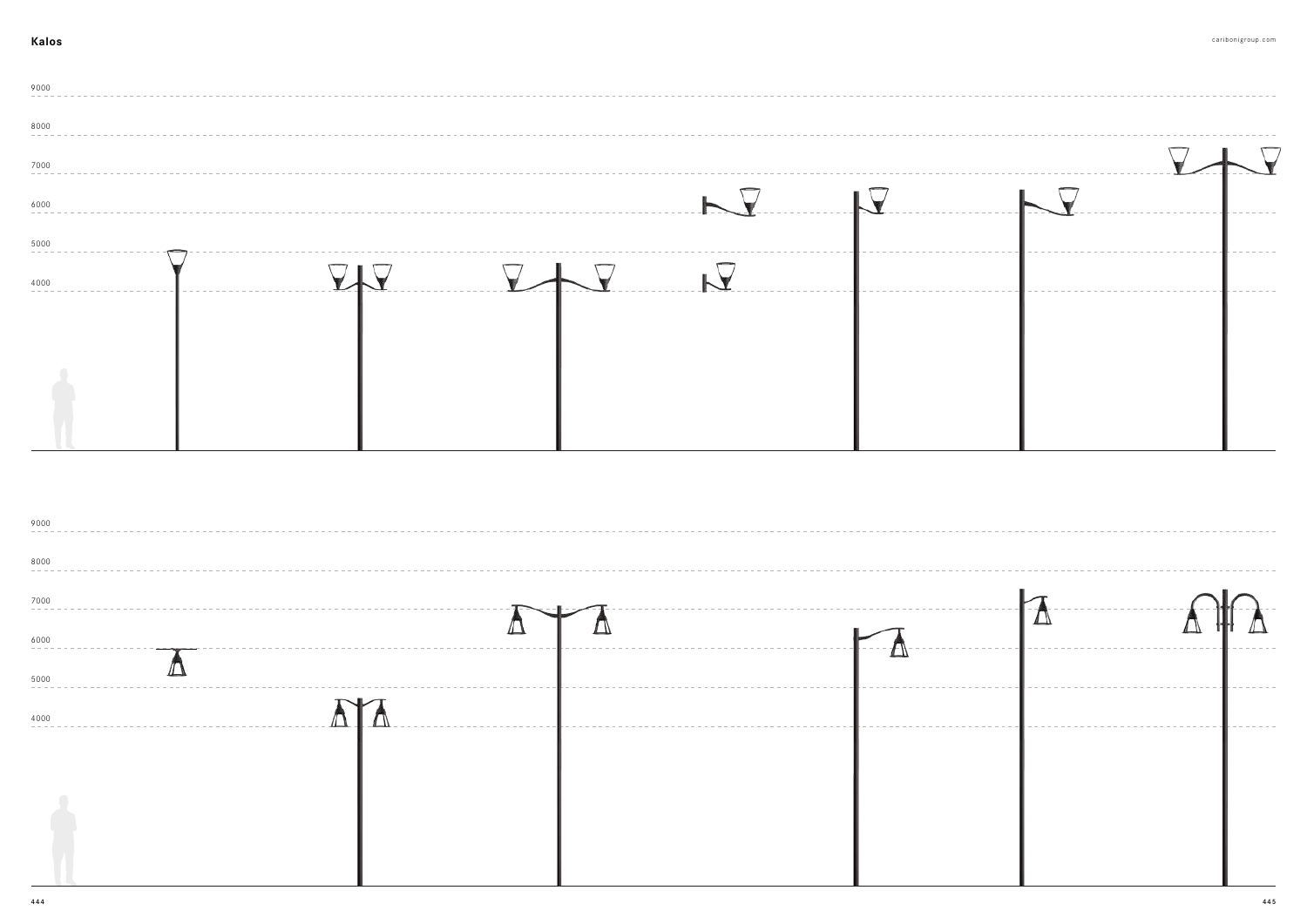# Kalos

caribonigroup.com

9000

8000

7000

6000

5000

4000

9000

8000

7000

6000

5000

4000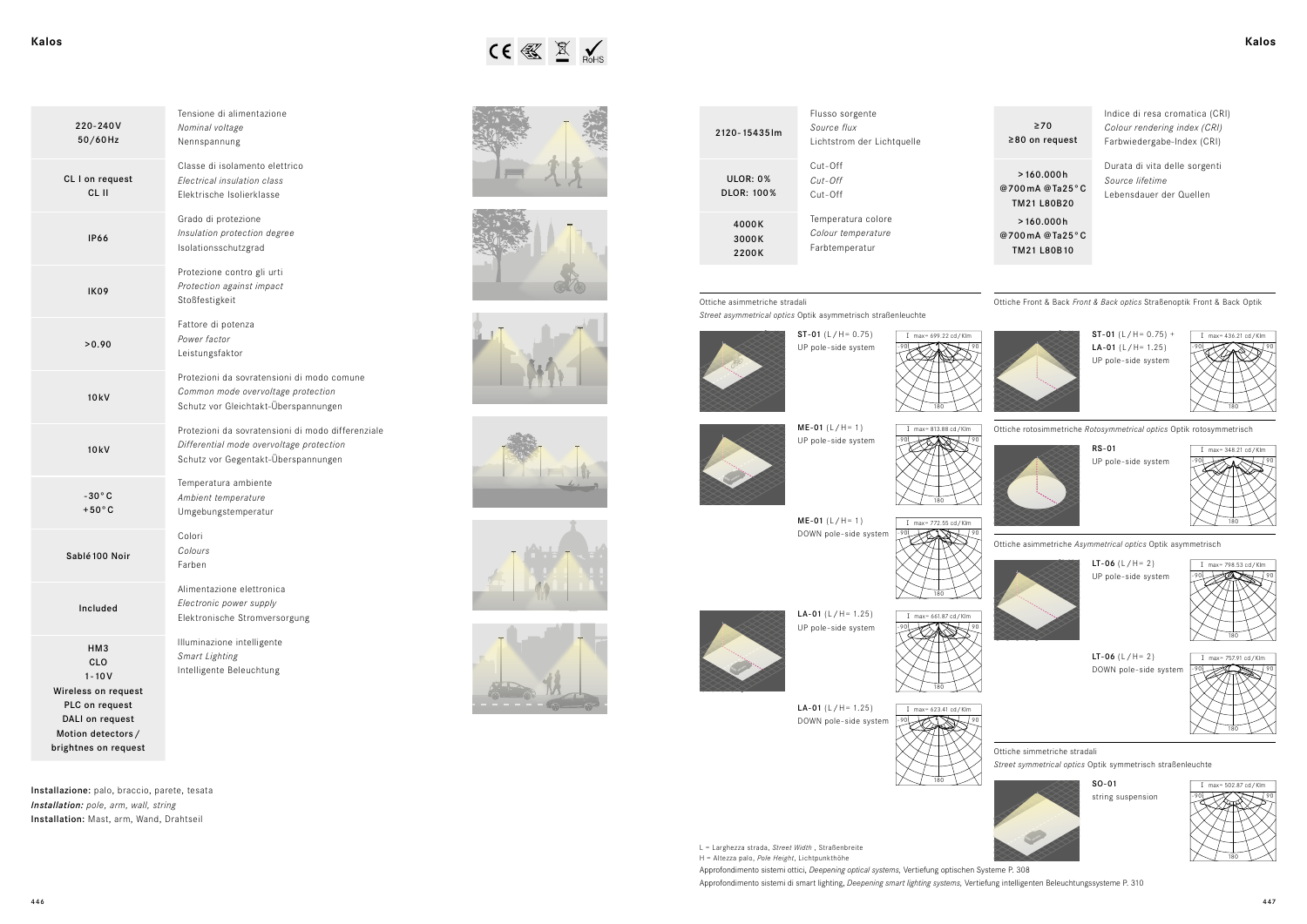## Kalos

| | |
|---|---|
| 220-240V<br>50/60Hz | Tensione di alimentazione<br>*Nominal voltage*<br>Nennspannung |
| CL I on request<br>CL II | Classe di isolamento elettrico<br>*Electrical insulation class*<br>Elektrische Isolierklasse |
| IP66 | Grado di protezione<br>*Insulation protection degree*<br>Isolationsschutzgrad |
| IK09 | Protezione contro gli urti<br>*Protection against impact*<br>Stoßfestigkeit |
| >0.90 | Fattore di potenza<br>*Power factor*<br>Leistungsfaktor |
| 10kV | Protezioni da sovratensioni di modo comune<br>*Common mode overvoltage protection*<br>Schutz vor Gleichtakt-Überspannungen |
| 10kV | Protezioni da sovratensioni di modo differenziale<br>*Differential mode overvoltage protection*<br>Schutz vor Gegentakt-Überspannungen |
| -30°C<br>+50°C | Temperatura ambiente<br>*Ambient temperature*<br>Umgebungstemperatur |
| Sablé100 Noir | Colori<br>*Colours*<br>Farben |
| Included | Alimentazione elettronica<br>*Electronic power supply*<br>Elektronische Stromversorgung |
| HM3<br>CLO<br>1-10V<br>Wireless on request<br>PLC on request<br>DALI on request<br>Motion detectors/<br>brightnes on request | Illuminazione intelligente<br>*Smart Lighting*<br>Intelligente Beleuchtung |

**Installazione:** palo, braccio, parete, tesata
***Installation:** pole, arm, wall, string*
**Installation:** Mast, arm, Wand, Drahtseil

| | |
|---|---|
| 2120-15435lm | Flusso sorgente<br>*Source flux*<br>Lichtstrom der Lichtquelle |
| ULOR: 0%<br>DLOR: 100% | Cut-Off<br>*Cut-Off*<br>Cut-Off |
| 4000K<br>3000K<br>2200K | Temperatura colore<br>*Colour temperature*<br>Farbtemperatur |

| | |
|---|---|
| ≥70<br>≥80 on request | Indice di resa cromatica (CRI)<br>*Colour rendering index (CRI)*<br>Farbwiedergabe-Index (CRI) |
| >160.000h<br>@700mA @Ta25°C<br>TM21 L80B20<br>>160.000h<br>@700mA @Ta25°C<br>TM21 L80B10 | Durata di vita delle sorgenti<br>*Source lifetime*<br>Lebensdauer der Quellen |

### Ottiche asimmetriche stradali
*Street asymmetrical optics* Optik asymmetrisch straßenleuchte

**ST-01** (L/H= 0.75)
UP pole-side system
I max= 699.22 cd/Klm

**ME-01** (L/H= 1)
UP pole-side system
I max= 813.88 cd/Klm

**ME-01** (L/H= 1)
DOWN pole-side system
I max= 772.55 cd/Klm

**LA-01** (L/H= 1.25)
UP pole-side system
I max= 661.87 cd/Klm

**LA-01** (L/H= 1.25)
DOWN pole-side system
I max= 623.41 cd/Klm

### Ottiche Front & Back *Front & Back optics* Straßenoptik Front & Back Optik

**ST-01** (L/H= 0.75) +
**LA-01** (L/H= 1.25)
UP pole-side system
I max= 436.21 cd/Klm

### Ottiche rotosimmetriche *Rotosymmetrical optics* Optik rotosymmetrisch

**RS-01**
UP pole-side system
I max= 348.21 cd/Klm

### Ottiche asimmetriche *Asymmetrical optics* Optik asymmetrisch

**LT-06** (L/H= 2)
UP pole-side system
I max= 798.53 cd/Klm

**LT-06** (L/H= 2)
DOWN pole-side system
I max= 757.91 cd/Klm

### Ottiche simmetriche stradali
*Street symmetrical optics* Optik symmetrisch straßenleuchte

**SO-01**
string suspension
I max= 502.87 cd/Klm

L = Larghezza strada, *Street Width*, Straßenbreite
H = Altezza palo, *Pole Height*, Lichtpunkthöhe

Approfondimento sistemi ottici, *Deepening optical systems*, Vertiefung optischen Systeme P. 308
Approfondimento sistemi di smart lighting, *Deepening smart lighting systems*, Vertiefung intelligenten Beleuchtungssysteme P. 310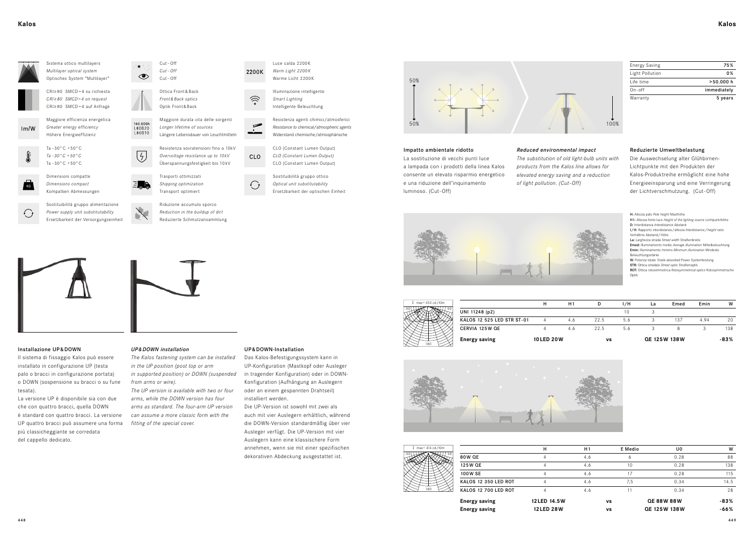## Kalos

Sistema ottico multilayers
*Multilayer optical system*
Optisches System "Multilayer"

CRI≥80 SMCD=4 su richiesta
*CRI≥80 SMCD=4 on request*
CRI≥80 SMCD=4 auf Anfrage

Maggiore efficienza energetica
*Greater energy efficiency*
Höhere Energieeffizienz

Ta -30°C +50°C
*Ta -30°C +50°C*
Ta -30°C +50°C

Dimensioni compatte
*Dimensions compact*
Kompakten Abmessungen

Sostituibilità gruppo alimentazione
*Power supply unit substitutability*
Ersetzbarkeit der Versorgungseinheit

Cut-Off
*Cut-Off*
Cut-Off

Ottica Front&Back
*Front&Back optics*
Optik Front&Back

Maggiore durata vita delle sorgenti
*Longer lifetime of sources*
Längere Lebensdauer von Leuchtmitteln

Resistenza sovratensioni fino a 10kV
*Overvoltage resistance up to 10kV*
Überspannungsfestigkeit bis 10kV

Trasporti ottimizzati
*Shipping optimization*
Transport optimiert

Riduzione accumulo sporco
*Reduction in the buildup of dirt*
Reduzierte Schmutzansammlung

Luce calda 2200K
*Warm Light 2200K*
Warme Licht 2200K

Illuminazione intelligente
*Smart Lighting*
Intelligente Beleuchtung

Resistenza agenti chimici/atmosferici
*Resistance to chemical/atmospheric agents*
Widerstand chemische/atmosphärische

CLO (Constant Lumen Output)
*CLO (Constant Lumen Output)*
CLO (Constant Lumen Output)

Sostituibilità gruppo ottico
*Optical unit substitutability*
Ersetzbarkeit der optischen Einheit

### Installazione UP&DOWN

Il sistema di fissaggio Kalos può essere installato in configurazione UP (testa palo o bracci in configurazione portata) o DOWN (sospensione su bracci o su fune tesata).
La versione UP è disponibile sia con due che con quattro bracci, quella DOWN è standard con quattro bracci. La versione UP quattro bracci può assumere una forma più classicheggiante se corredata del cappello dedicato.

### *UP&DOWN installation*

*The Kalos fastening system can be installed in the UP position (post top or arm in supported position) or DOWN (suspended from arms or wire).*
*The UP version is available with two or four arms, while the DOWN version has four arms as standard. The four-arm UP version can assume a more classic form with the fitting of the special cover.*

### UP&DOWN-Installation

Das Kalos-Befestigungssystem kann in UP-Konfiguration (Mastkopf oder Ausleger in tragender Konfiguration) oder in DOWN-Konfiguration (Aufhängung an Auslegern oder an einem gespannten Drahtseil) installiert werden.
Die UP-Version ist sowohl mit zwei als auch mit vier Auslegern erhältlich, während die DOWN-Version standardmäßig über vier Ausleger verfügt. Die UP-Version mit vier Auslegern kann eine klassischere Form annehmen, wenn sie mit einer spezifischen dekorativen Abdeckung ausgestattet ist.

| | |
|---|---|
| Energy Saving | 75% |
| Light Pollution | 0% |
| Life time | >50.000 h |
| On-off | immediately |
| Warranty | 5 years |

### Impatto ambientale ridotto

La sostituzione di vecchi punti luce a lampada con i prodotti della linea Kalos consente un elevato risparmio energetico e una riduzione dell'inquinamento luminoso. (Cut-Off)

### *Reduced environmental impact*

*The substitution of old light-bulb units with products from the Kalos line allows for elevated energy saving and a reduction of light pollution. (Cut-Off)*

### Reduzierte Umweltbelastung

Die Auswechselung alter Glühbirnen-Lichtpunkte mit den Produkten der Kalos-Produktreihe ermöglicht eine hohe Energieeinsparung und eine Verringerung der Lichtverschmutzung. (Cut-Off)

**H:** Altezza palo *Pole height* Masthöhe
**H1:** Altezza fonte luce *Height of the lighting source* Lichtpunkthöhe
**D:** Interdistanza *Interdistance* Abstand
**I/H:** Rapporto interdistanza/altezza *Interdistance/height ratio* Verhältnis Abstand/Höhe
**La:** Larghezza strada *Street width* Straßenbreite
**Emed:** Illuminamento medio *Average illumination* Mittelbeleuchtung
**Emin:** Illuminamento minimo *Minimum illumination* Mindeste Beleuchtungsstärke
**W:** Potenza totale *Totale absorbed* Power Systemleistung
**STR:** Ottica stradale *Street optic* Straßenoptik
**ROT:** Ottica rotosimmetrica *Rotosymmetrical optics* Rotosymmetrische Optik

I max= 653 cd/Klm

| | H | H1 | D | I/H | La | Emed | Emin | W |
|---|---|---|---|---|---|---|---|---|
| UNI 11248 (p2) | | | | 10 | 3 | | | |
| KALOS 12 525 LED STR ST-01 | 4 | 4.6 | 22.5 | 5.6 | 3 | 137 | 4.94 | 20 |
| CERVIA 125W QE | 4 | 4.6 | 22.5 | 5.6 | 3 | 8 | 3 | 138 |
| **Energy saving** | **10LED 20W** | | **vs** | | **QE 125W 138W** | | | **-83%** |

I max= 414 cd/Klm

| | H | H1 | E Medio | U0 | W |
|---|---|---|---|---|---|
| 80W QE | 4 | 4.6 | 6 | 0.28 | 88 |
| 125W QE | 4 | 4.6 | 10 | 0.28 | 138 |
| 100W SE | 4 | 4.6 | 17 | 0.28 | 115 |
| KALOS 12 350 LED ROT | 4 | 4.6 | 7,5 | 0.34 | 14.5 |
| KALOS 12 700 LED ROT | 4 | 4.6 | 11 | 0.34 | 28 |
| **Energy saving** | **12LED 14.5W** | **vs** | | **QE 88W 88W** | **-83%** |
| **Energy saving** | **12LED 28W** | **vs** | | **QE 125W 138W** | **-66%** |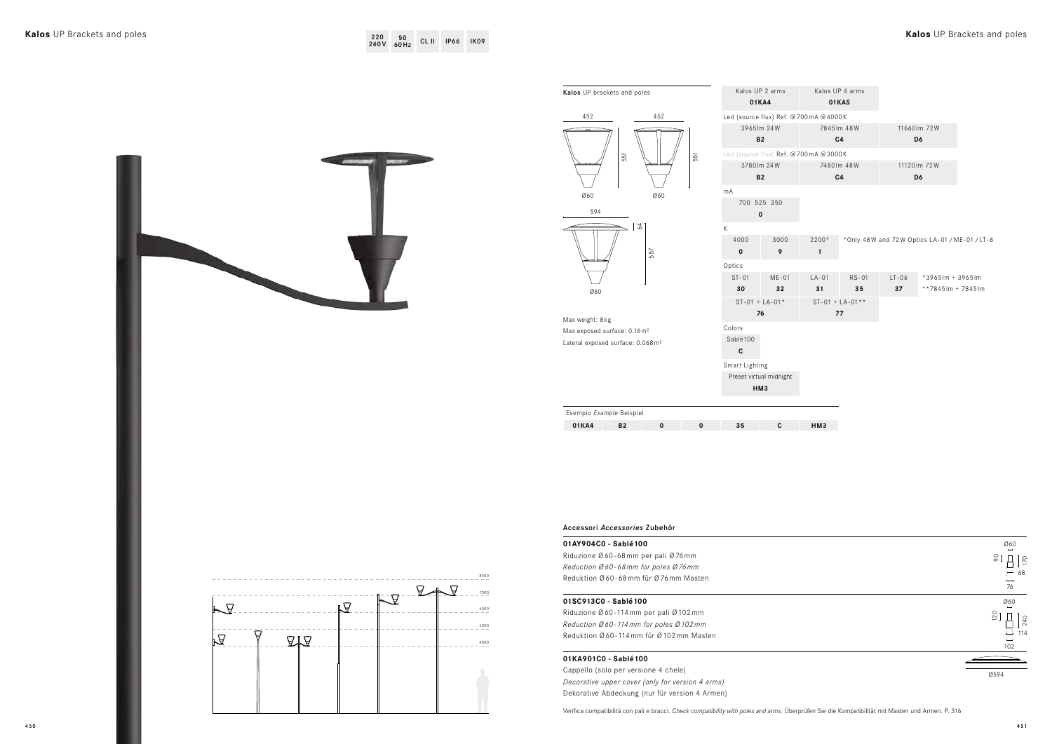# Kalos UP Brackets and poles

220 240V | 50 60Hz | CL II | IP66 | IK09

## Kalos UP brackets and poles

452 — 551 — Ø60
452 — 551 — Ø60
594 — 64 — 557 — Ø60

Max weight: 8kg
Max exposed surface: 0.16m²
Lateral exposed surface: 0.068m²

| Kalos UP 2 arms | Kalos UP 4 arms | |
|---|---|---|
| **01KA4** | **01KA5** | |

Led (source flux) Ref. @700mA @4000K

| 3965lm 24W | 7845lm 48W | 11660lm 72W |
|---|---|---|
| **B2** | **C4** | **D6** |

Led (source flux) Ref. @700mA @3000K

| 3780lm 24W | 7480lm 48W | 11120lm 72W |
|---|---|---|
| **B2** | **C4** | **D6** |

mA

| 700 525 350 |
|---|
| **0** |

K

| 4000 | 3000 | 2200* |
|---|---|---|
| **0** | **9** | **1** |

*Only 48W and 72W Optics LA-01 / ME-01 / LT-6

Optics

| ST-01 | ME-01 | LA-01 | RS-01 | LT-06 |
|---|---|---|---|---|
| **30** | **32** | **31** | **35** | **37** |

| ST-01 + LA-01* | ST-01 + LA-01** |
|---|---|
| **76** | **77** |

*3965lm + 3965lm
**7845lm + 7845lm

Colors

| Sablé100 |
|---|
| **C** |

Smart Lighting

| Preset virtual midnight |
|---|
| **HM3** |

Esempio *Example* Beispiel

| 01KA4 | B2 | 0 | 0 | 35 | C | HM3 |
|---|---|---|---|---|---|---|

8000 7000 6000 5000 4000

## Accessori *Accessories* Zubehör

**01AY904C0 - Sablé100**
Riduzione Ø60-68mm per pali Ø76mm
*Reduction Ø60-68mm for poles Ø76mm*
Reduktion Ø60-68mm für Ø76mm Masten

Ø60 — 90 — 170 — 68 — 76

**01SC913C0 - Sablé100**
Riduzione Ø60-114mm per pali Ø102mm
*Reduction Ø60-114mm for poles Ø102mm*
Reduktion Ø60-114mm für Ø102mm Masten

Ø60 — 120 — 240 — 114 — 102

**01KA901C0 - Sablé100**
Cappello (solo per versione 4 chele)
*Decorative upper cover (only for version 4 arms)*
Dekorative Abdeckung (nur für version 4 Armen)

Ø594

Verifica compatibilità con pali e bracci. *Check compatibility with poles and arms.* Überprüfen Sie die Kompatibilität mit Masten und Armen. P. 316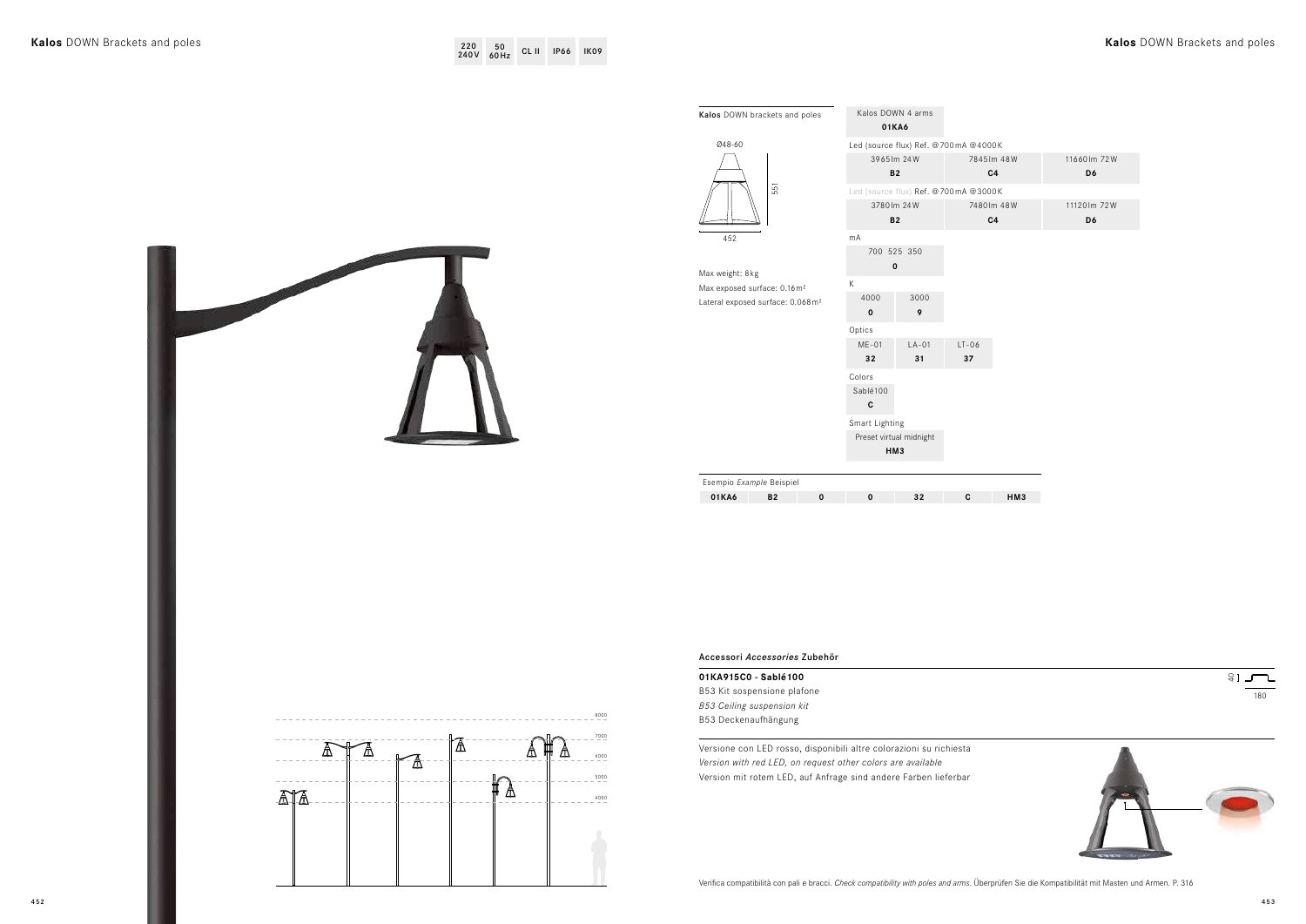# Kalos DOWN Brackets and poles

220 240V | 50 60Hz | CL II | IP66 | IK09

8000
7000
6000
5000
4000

**Kalos** DOWN brackets and poles

Ø48-60

551

452

Max weight: 8kg
Max exposed surface: 0.16m²
Lateral exposed surface: 0.068m²

Kalos DOWN 4 arms
**01KA6**

Led (source flux) Ref. @700mA @4000K

| 3965lm 24W | 7845lm 48W | 11660lm 72W |
|---|---|---|
| **B2** | **C4** | **D6** |

Led (source flux) Ref. @700mA @3000K

| 3780lm 24W | 7480lm 48W | 11120lm 72W |
|---|---|---|
| **B2** | **C4** | **D6** |

mA

| 700 525 350 |
|---|
| **0** |

K

| 4000 | 3000 |
|---|---|
| **0** | **9** |

Optics

| ME-01 | LA-01 | LT-06 |
|---|---|---|
| **32** | **31** | **37** |

Colors

| Sablé100 |
|---|
| **C** |

Smart Lighting

| Preset virtual midnight |
|---|
| **HM3** |

Esempio *Example* Beispiel

| 01KA6 | B2 | 0 | 0 | 32 | C | HM3 |
|---|---|---|---|---|---|---|

## Accessori *Accessories* Zubehör

**01KA915C0 - Sablé100**
B53 Kit sospensione plafone
*B53 Ceiling suspension kit*
B53 Deckenaufhängung

40
180

Versione con LED rosso, disponibili altre colorazioni su richiesta
*Version with red LED, on request other colors are available*
Version mit rotem LED, auf Anfrage sind andere Farben lieferbar

Verifica compatibilità con pali e bracci. *Check compatibility with poles and arms.* Überprüfen Sie die Kompatibilität mit Masten und Armen. P. 316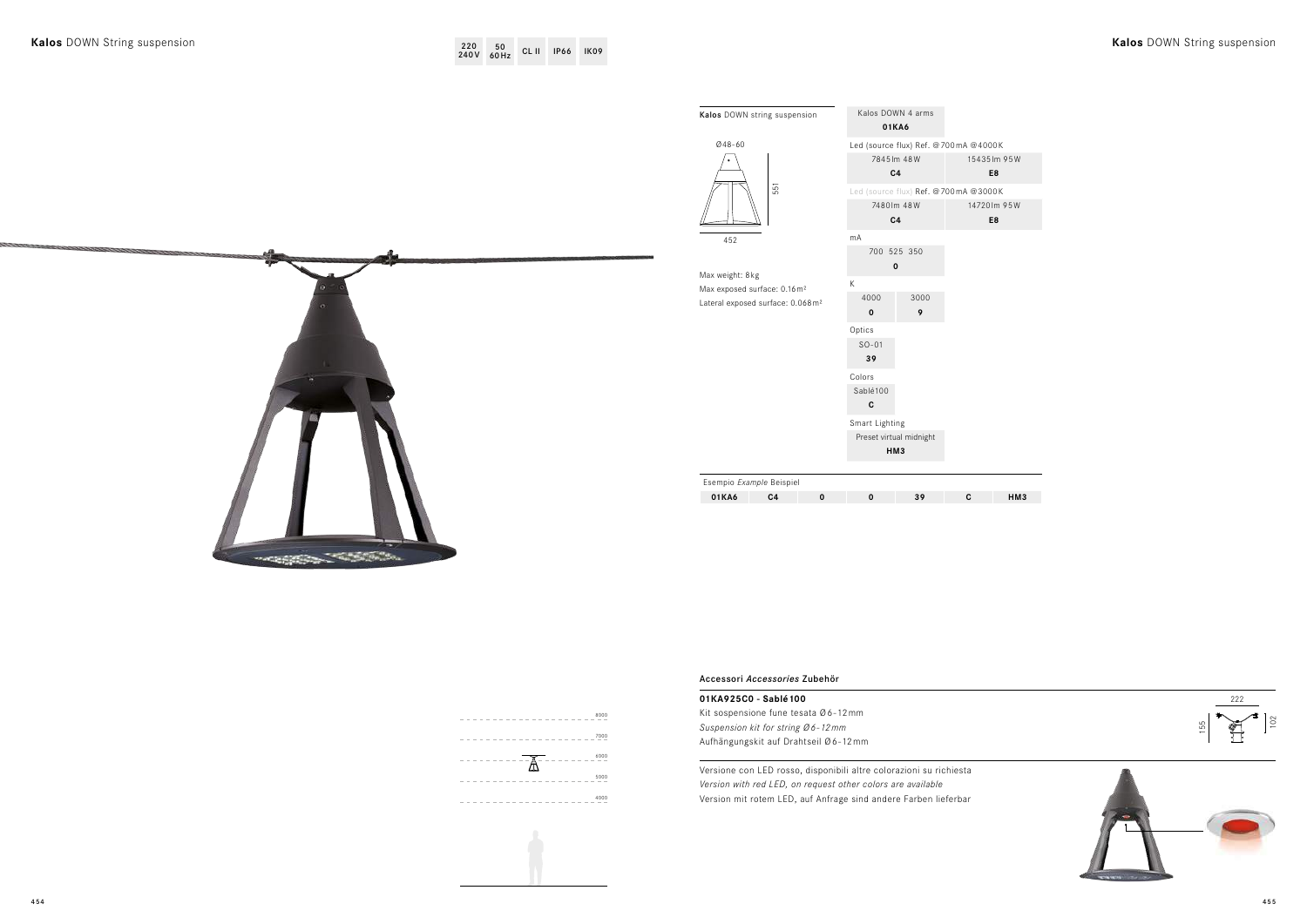# Kalos DOWN String suspension

220 240V | 50 60Hz | CL II | IP66 | IK09

**Kalos** DOWN string suspension

Ø48-60

551

452

Max weight: 8kg
Max exposed surface: 0.16m²
Lateral exposed surface: 0.068m²

| Kalos DOWN 4 arms | |
|---|---|
| **01KA6** | |
| Led (source flux) Ref. @700mA @4000K | |
| 7845lm 48W | 15435lm 95W |
| **C4** | **E8** |
| Led (source flux) Ref. @700mA @3000K | |
| 7480lm 48W | 14720lm 95W |
| **C4** | **E8** |
| mA | |
| 700 525 350 | |
| **0** | |
| K | |
| 4000 | 3000 |
| **0** | **9** |
| Optics | |
| SO-01 | |
| **39** | |
| Colors | |
| Sablé100 | |
| **C** | |
| Smart Lighting | |
| Preset virtual midnight | |
| **HM3** | |

Esempio *Example* Beispiel

| 01KA6 | C4 | 0 | 0 | 39 | C | HM3 |
|---|---|---|---|---|---|---|

## Accessori *Accessories* Zubehör

**01KA925C0 - Sablé100**
Kit sospensione fune tesata Ø6-12mm
*Suspension kit for string Ø6-12mm*
Aufhängungskit auf Drahtseil Ø6-12mm

222
155
102

Versione con LED rosso, disponibili altre colorazioni su richiesta
*Version with red LED, on request other colors are available*
Version mit rotem LED, auf Anfrage sind andere Farben lieferbar

8000
7000
6000
5000
4000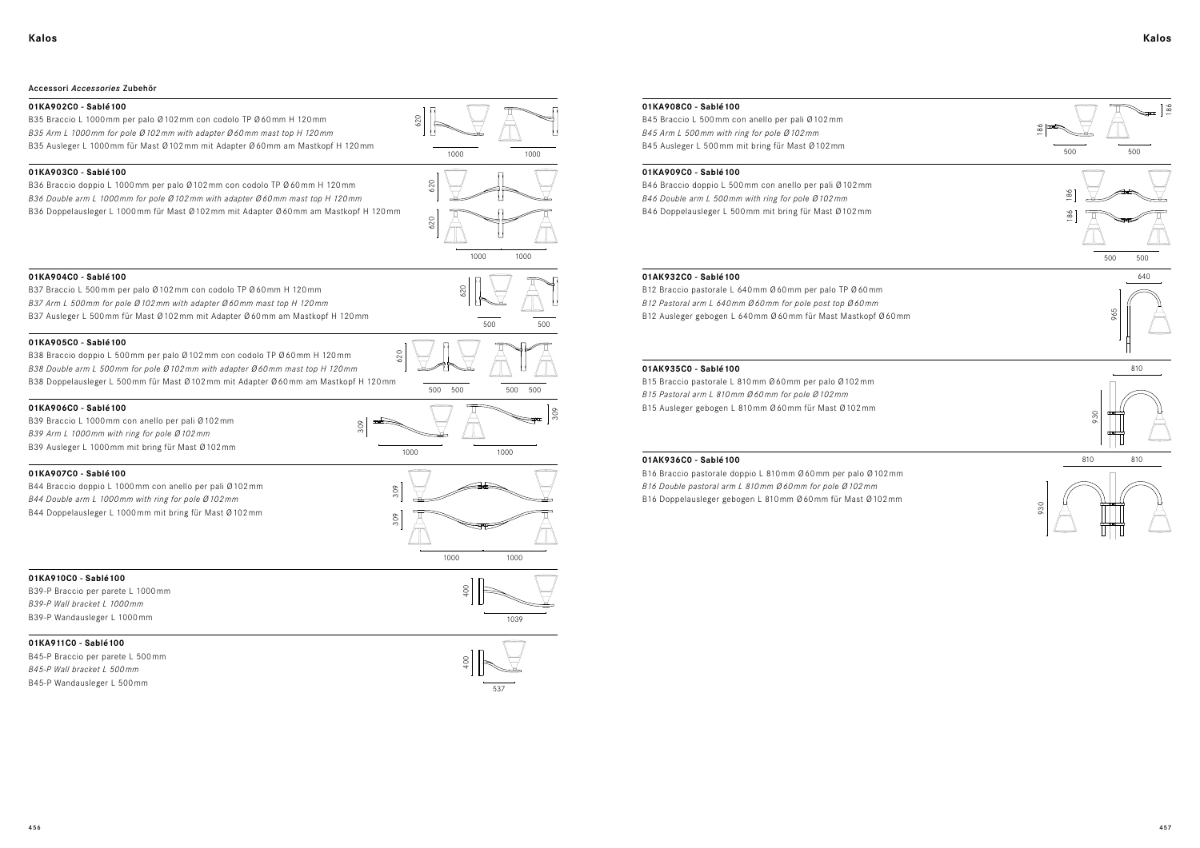Accessori *Accessories* Zubehör

**01KA902C0 - Sablé100**
B35 Braccio L 1000mm per palo Ø102mm con codolo TP Ø60mm H 120mm
*B35 Arm L 1000mm for pole Ø102mm with adapter Ø60mm mast top H 120mm*
B35 Ausleger L 1000mm für Mast Ø102mm mit Adapter Ø60mm am Mastkopf H 120mm

620
1000
1000

**01KA903C0 - Sablé100**
B36 Braccio doppio L 1000mm per palo Ø102mm con codolo TP Ø60mm H 120mm
*B36 Double arm L 1000mm for pole Ø102mm with adapter Ø60mm mast top H 120mm*
B36 Doppelausleger L 1000mm für Mast Ø102mm mit Adapter Ø60mm am Mastkopf H 120mm

620
620
1000
1000

**01KA904C0 - Sablé100**
B37 Braccio L 500mm per palo Ø102mm con codolo TP Ø60mm H 120mm
*B37 Arm L 500mm for pole Ø102mm with adapter Ø60mm mast top H 120mm*
B37 Ausleger L 500mm für Mast Ø102mm mit Adapter Ø60mm am Mastkopf H 120mm

620
500
500

**01KA905C0 - Sablé100**
B38 Braccio doppio L 500mm per palo Ø102mm con codolo TP Ø60mm H 120mm
*B38 Double arm L 500mm for pole Ø102mm with adapter Ø60mm mast top H 120mm*
B38 Doppelausleger L 500mm für Mast Ø102mm mit Adapter Ø60mm am Mastkopf H 120mm

620
500 500
500 500

**01KA906C0 - Sablé100**
B39 Braccio L 1000mm con anello per pali Ø102mm
*B39 Arm L 1000mm with ring for pole Ø102mm*
B39 Ausleger L 1000mm mit bring für Mast Ø102mm

309
309
1000
1000

**01KA907C0 - Sablé100**
B44 Braccio doppio L 1000mm con anello per pali Ø102mm
*B44 Double arm L 1000mm with ring for pole Ø102mm*
B44 Doppelausleger L 1000mm mit bring für Mast Ø102mm

309
309
1000
1000

**01KA910C0 - Sablé100**
B39-P Braccio per parete L 1000mm
*B39-P Wall bracket L 1000mm*
B39-P Wandausleger L 1000mm

400
1039

**01KA911C0 - Sablé100**
B45-P Braccio per parete L 500mm
*B45-P Wall bracket L 500mm*
B45-P Wandausleger L 500mm

400
537

**01KA908C0 - Sablé100**
B45 Braccio L 500mm con anello per pali Ø102mm
*B45 Arm L 500mm with ring for pole Ø102mm*
B45 Ausleger L 500mm mit bring für Mast Ø102mm

186
186
500
500

**01KA909C0 - Sablé100**
B46 Braccio doppio L 500mm con anello per pali Ø102mm
*B46 Double arm L 500mm with ring for pole Ø102mm*
B46 Doppelausleger L 500mm mit bring für Mast Ø102mm

186
186
500
500

**01AK932C0 - Sablé100**
B12 Braccio pastorale L 640mm Ø60mm per palo TP Ø60mm
*B12 Pastoral arm L 640mm Ø60mm for pole post top Ø60mm*
B12 Ausleger gebogen L 640mm Ø60mm für Mast Mastkopf Ø60mm

640
965

**01AK935C0 - Sablé100**
B15 Braccio pastorale L 810mm Ø60mm per palo Ø102mm
*B15 Pastoral arm L 810mm Ø60mm for pole Ø102mm*
B15 Ausleger gebogen L 810mm Ø60mm für Mast Ø102mm

810
930

**01AK936C0 - Sablé100**
B16 Braccio pastorale doppio L 810mm Ø60mm per palo Ø102mm
*B16 Double pastoral arm L 810mm Ø60mm for pole Ø102mm*
B16 Doppelausleger gebogen L 810mm Ø60mm für Mast Ø102mm

810
810
930